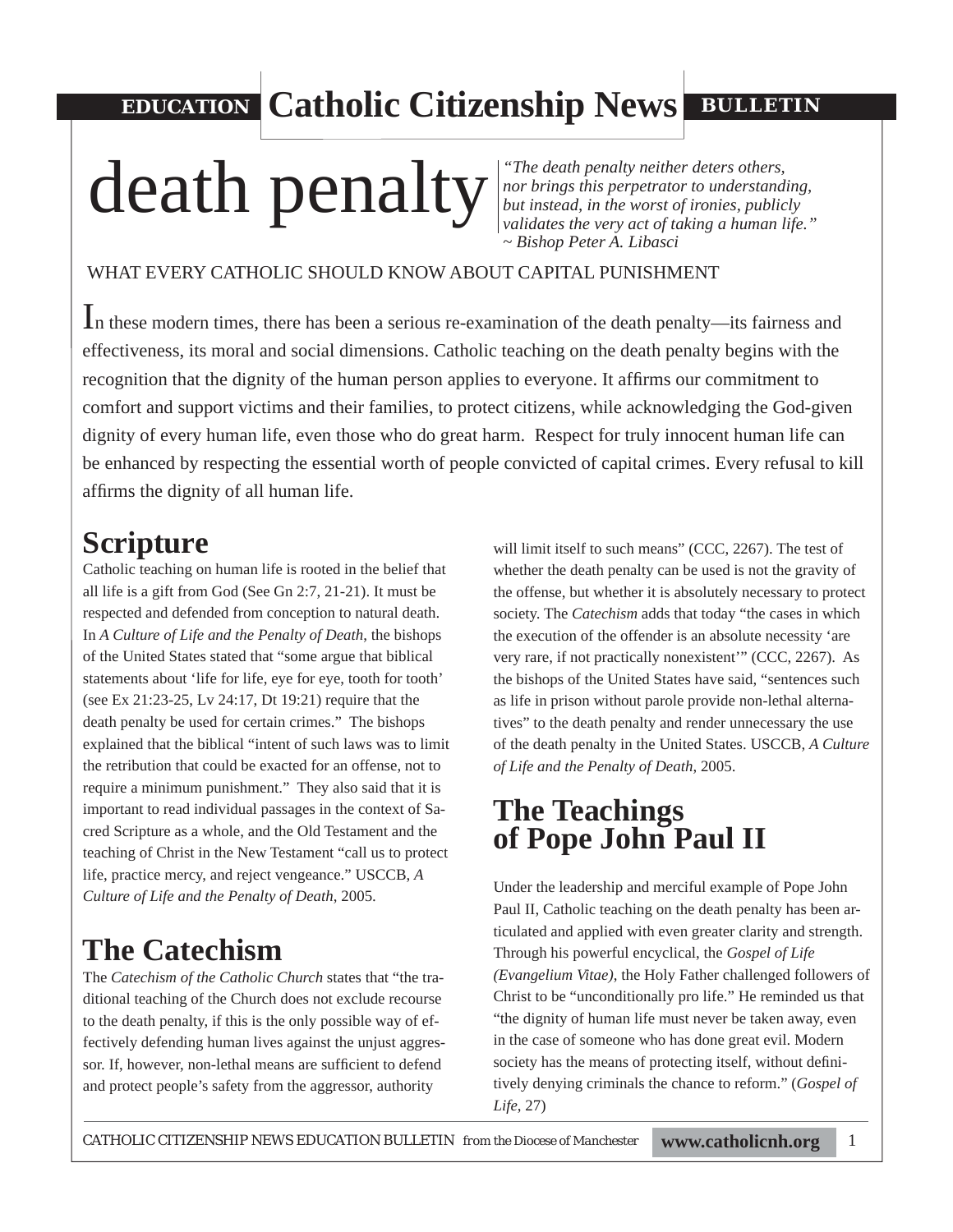**EDUCATION** **Catholic Citizenship News** **BULLETIN**

# death penalty

*"The death penalty neither deters others, nor brings this perpetrator to understanding, but instead, in the worst of ironies, publicly validates the very act of taking a human life."*
*~ Bishop Peter A. Libasci*

WHAT EVERY CATHOLIC SHOULD KNOW ABOUT CAPITAL PUNISHMENT

In these modern times, there has been a serious re-examination of the death penalty—its fairness and effectiveness, its moral and social dimensions. Catholic teaching on the death penalty begins with the recognition that the dignity of the human person applies to everyone. It affirms our commitment to comfort and support victims and their families, to protect citizens, while acknowledging the God-given dignity of every human life, even those who do great harm. Respect for truly innocent human life can be enhanced by respecting the essential worth of people convicted of capital crimes. Every refusal to kill affirms the dignity of all human life.

## Scripture

Catholic teaching on human life is rooted in the belief that all life is a gift from God (See Gn 2:7, 21-21). It must be respected and defended from conception to natural death. In *A Culture of Life and the Penalty of Death*, the bishops of the United States stated that "some argue that biblical statements about 'life for life, eye for eye, tooth for tooth' (see Ex 21:23-25, Lv 24:17, Dt 19:21) require that the death penalty be used for certain crimes." The bishops explained that the biblical "intent of such laws was to limit the retribution that could be exacted for an offense, not to require a minimum punishment." They also said that it is important to read individual passages in the context of Sacred Scripture as a whole, and the Old Testament and the teaching of Christ in the New Testament "call us to protect life, practice mercy, and reject vengeance." USCCB, *A Culture of Life and the Penalty of Death*, 2005.

## The Catechism

The *Catechism of the Catholic Church* states that "the traditional teaching of the Church does not exclude recourse to the death penalty, if this is the only possible way of effectively defending human lives against the unjust aggressor. If, however, non-lethal means are sufficient to defend and protect people's safety from the aggressor, authority will limit itself to such means" (CCC, 2267). The test of whether the death penalty can be used is not the gravity of the offense, but whether it is absolutely necessary to protect society. The *Catechism* adds that today "the cases in which the execution of the offender is an absolute necessity 'are very rare, if not practically nonexistent'" (CCC, 2267). As the bishops of the United States have said, "sentences such as life in prison without parole provide non-lethal alternatives" to the death penalty and render unnecessary the use of the death penalty in the United States. USCCB, *A Culture of Life and the Penalty of Death*, 2005.

## The Teachings of Pope John Paul II

Under the leadership and merciful example of Pope John Paul II, Catholic teaching on the death penalty has been articulated and applied with even greater clarity and strength. Through his powerful encyclical, the *Gospel of Life (Evangelium Vitae)*, the Holy Father challenged followers of Christ to be "unconditionally pro life." He reminded us that "the dignity of human life must never be taken away, even in the case of someone who has done great evil. Modern society has the means of protecting itself, without definitively denying criminals the chance to reform." (*Gospel of Life*, 27)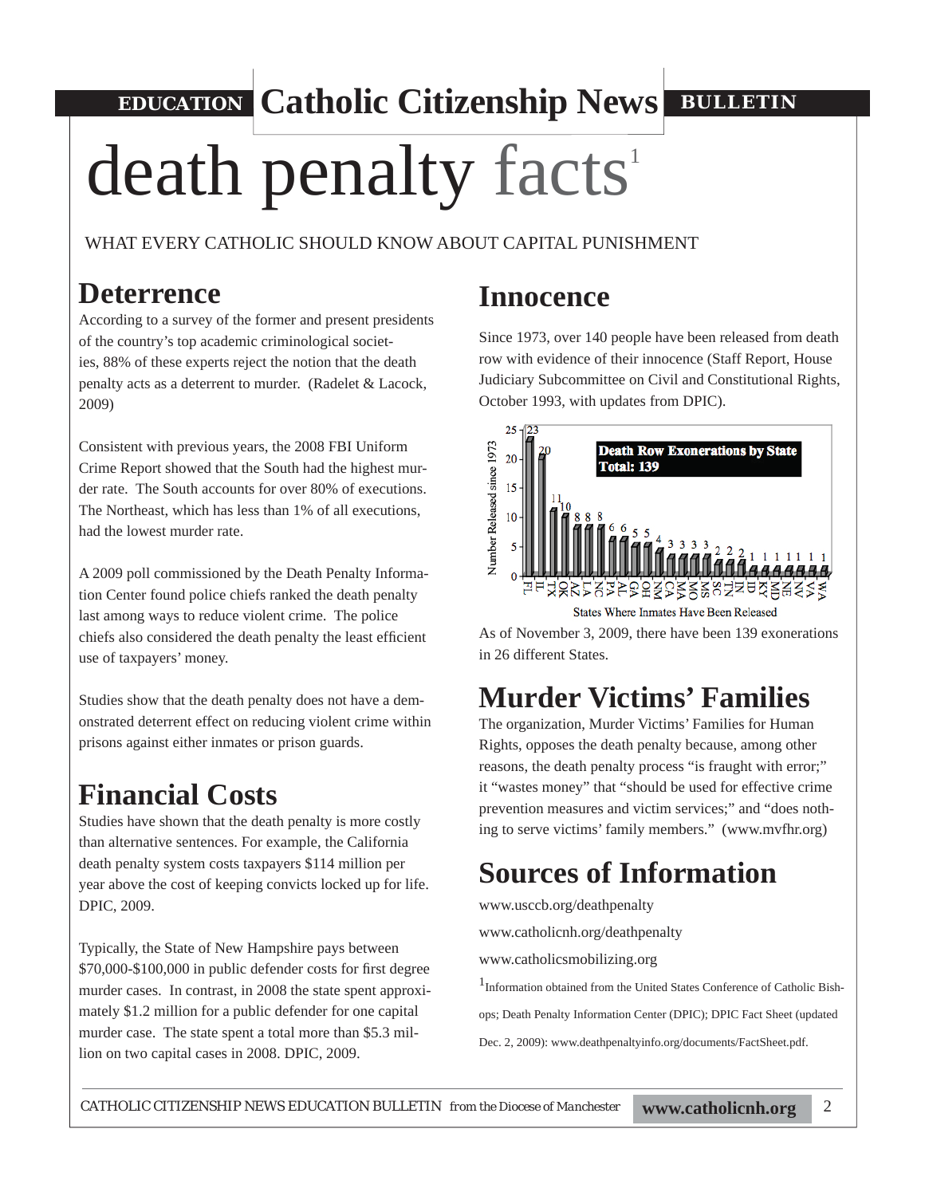EDUCATION **Catholic Citizenship News** BULLETIN

# death penalty facts[1]

WHAT EVERY CATHOLIC SHOULD KNOW ABOUT CAPITAL PUNISHMENT

## Deterrence

According to a survey of the former and present presidents of the country's top academic criminological societies, 88% of these experts reject the notion that the death penalty acts as a deterrent to murder. (Radelet & Lacock, 2009)

Consistent with previous years, the 2008 FBI Uniform Crime Report showed that the South had the highest murder rate. The South accounts for over 80% of executions. The Northeast, which has less than 1% of all executions, had the lowest murder rate.

A 2009 poll commissioned by the Death Penalty Information Center found police chiefs ranked the death penalty last among ways to reduce violent crime. The police chiefs also considered the death penalty the least efficient use of taxpayers' money.

Studies show that the death penalty does not have a demonstrated deterrent effect on reducing violent crime within prisons against either inmates or prison guards.

## Financial Costs

Studies have shown that the death penalty is more costly than alternative sentences. For example, the California death penalty system costs taxpayers $114 million per year above the cost of keeping convicts locked up for life. DPIC, 2009.

Typically, the State of New Hampshire pays between $70,000-$100,000 in public defender costs for first degree murder cases. In contrast, in 2008 the state spent approximately $1.2 million for a public defender for one capital murder case. The state spent a total more than $5.3 million on two capital cases in 2008. DPIC, 2009.

## Innocence

Since 1973, over 140 people have been released from death row with evidence of their innocence (Staff Report, House Judiciary Subcommittee on Civil and Constitutional Rights, October 1993, with updates from DPIC).

Death Row Exonerations by State
Total: 139

Number Released since 1973

0, 5, 10, 15, 20, 25

23 20 11 10 8 8 8 6 6 5 5 4 3 3 3 3 2 2 2 1 1 1 1 1 1 1

FL IL TX OK AZ LA NC PA AL GA OH NM CA MA MO MS SC TN IN ID KY MD NE NV VA WA

States Where Inmates Have Been Released

As of November 3, 2009, there have been 139 exonerations in 26 different States.

## Murder Victims' Families

The organization, Murder Victims' Families for Human Rights, opposes the death penalty because, among other reasons, the death penalty process "is fraught with error;" it "wastes money" that "should be used for effective crime prevention measures and victim services;" and "does nothing to serve victims' family members." (www.mvfhr.org)

## Sources of Information

www.usccb.org/deathpenalty

www.catholicnh.org/deathpenalty

www.catholicsmobilizing.org

[1]Information obtained from the United States Conference of Catholic Bishops; Death Penalty Information Center (DPIC); DPIC Fact Sheet (updated Dec. 2, 2009): www.deathpenaltyinfo.org/documents/FactSheet.pdf.